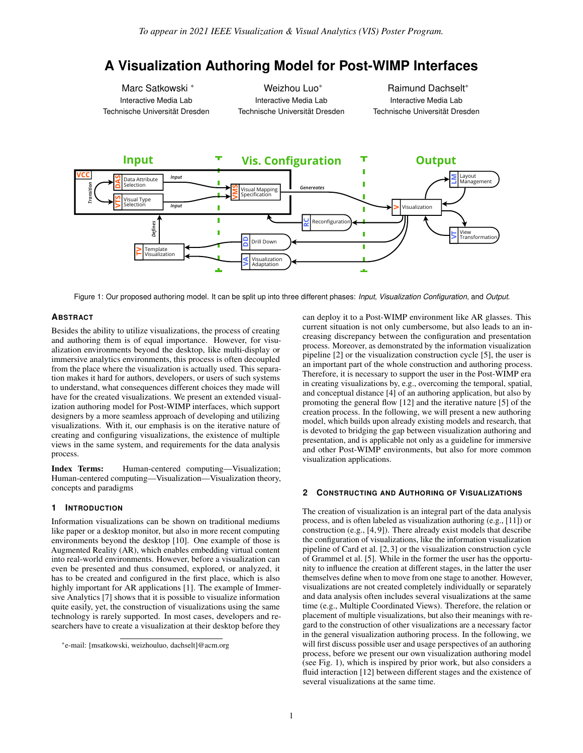To appear in 2021 IEEE Visualization & Visual Analytics (VIS) Poster Program.

# A Visualization Authoring Model for Post-WIMP Interfaces

Marc Satkowski * — Interactive Media Lab, Technische Universität Dresden

Weizhou Luo* — Interactive Media Lab, Technische Universität Dresden

Raimund Dachselt* — Interactive Media Lab, Technische Universität Dresden

Figure 1: Our proposed authoring model. It can be split up into three different phases: *Input*, *Visualization Configuration*, and *Output*.

## Abstract

Besides the ability to utilize visualizations, the process of creating and authoring them is of equal importance. However, for visualization environments beyond the desktop, like multi-display or immersive analytics environments, this process is often decoupled from the place where the visualization is actually used. This separation makes it hard for authors, developers, or users of such systems to understand, what consequences different choices they made will have for the created visualizations. We present an extended visualization authoring model for Post-WIMP interfaces, which support designers by a more seamless approach of developing and utilizing visualizations. With it, our emphasis is on the iterative nature of creating and configuring visualizations, the existence of multiple views in the same system, and requirements for the data analysis process.

**Index Terms:** Human-centered computing—Visualization; Human-centered computing—Visualization—Visualization theory, concepts and paradigms

## 1 Introduction

Information visualizations can be shown on traditional mediums like paper or a desktop monitor, but also in more recent computing environments beyond the desktop [10]. One example of those is Augmented Reality (AR), which enables embedding virtual content into real-world environments. However, before a visualization can even be presented and thus consumed, explored, or analyzed, it has to be created and configured in the first place, which is also highly important for AR applications [1]. The example of Immersive Analytics [7] shows that it is possible to visualize information quite easily, yet, the construction of visualizations using the same technology is rarely supported. In most cases, developers and researchers have to create a visualization at their desktop before they can deploy it to a Post-WIMP environment like AR glasses. This current situation is not only cumbersome, but also leads to an increasing discrepancy between the configuration and presentation process. Moreover, as demonstrated by the information visualization pipeline [2] or the visualization construction cycle [5], the user is an important part of the whole construction and authoring process. Therefore, it is necessary to support the user in the Post-WIMP era in creating visualizations by, e.g., overcoming the temporal, spatial, and conceptual distance [4] of an authoring application, but also by promoting the general flow [12] and the iterative nature [5] of the creation process. In the following, we will present a new authoring model, which builds upon already existing models and research, that is devoted to bridging the gap between visualization authoring and presentation, and is applicable not only as a guideline for immersive and other Post-WIMP environments, but also for more common visualization applications.

*e-mail: [msatkowski, weizhouluo, dachselt]@acm.org

## 2 Constructing and Authoring of Visualizations

The creation of visualization is an integral part of the data analysis process, and is often labeled as visualization authoring (e.g., [11]) or construction (e.g., [4, 9]). There already exist models that describe the configuration of visualizations, like the information visualization pipeline of Card et al. [2, 3] or the visualization construction cycle of Grammel et al. [5]. While in the former the user has the opportunity to influence the creation at different stages, in the latter the user themselves define when to move from one stage to another. However, visualizations are not created completely individually or separately and data analysis often includes several visualizations at the same time (e.g., Multiple Coordinated Views). Therefore, the relation or placement of multiple visualizations, but also their meanings with regard to the construction of other visualizations are a necessary factor in the general visualization authoring process. In the following, we will first discuss possible user and usage perspectives of an authoring process, before we present our own visualization authoring model (see Fig. 1), which is inspired by prior work, but also considers a fluid interaction [12] between different stages and the existence of several visualizations at the same time.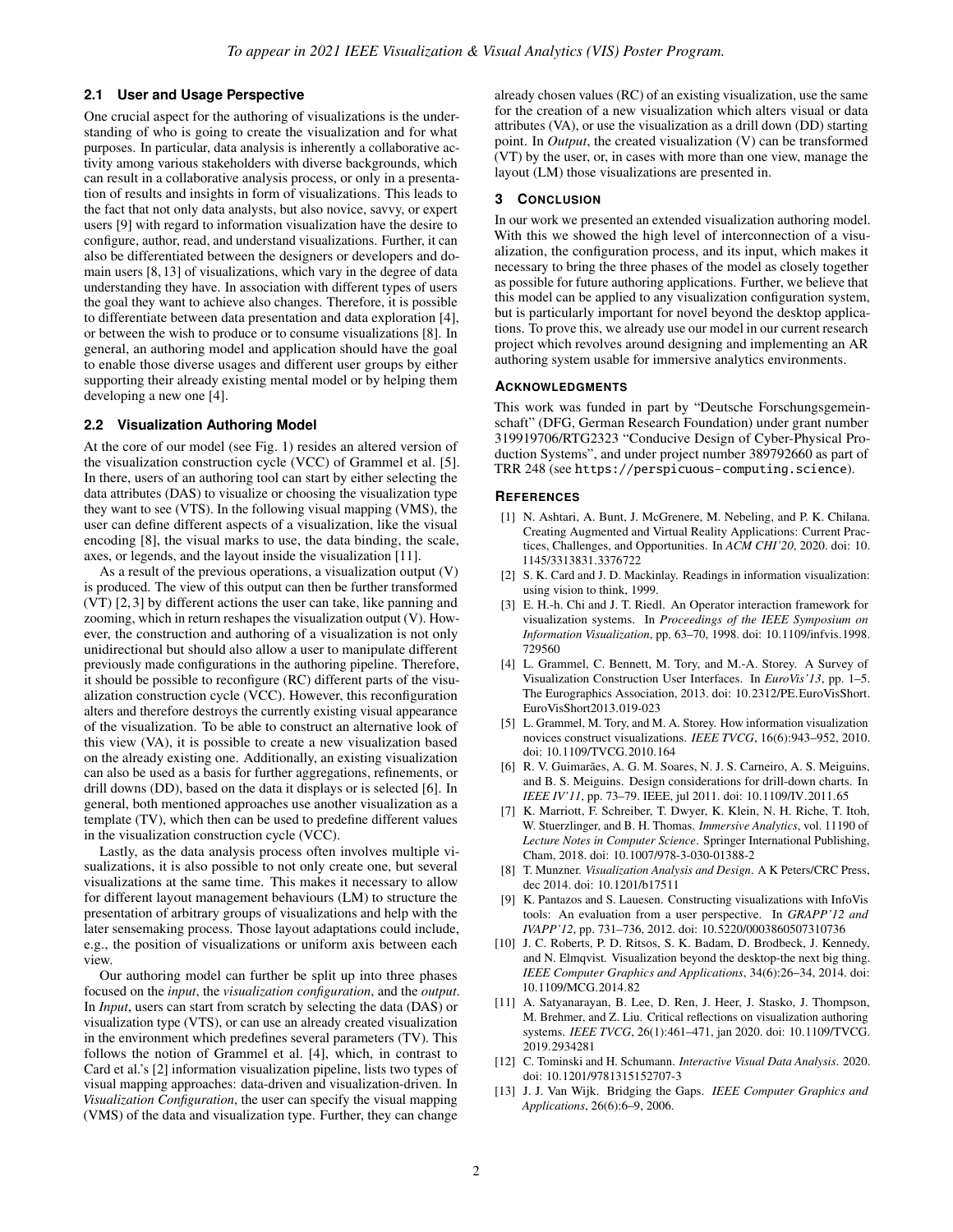## 2.1 User and Usage Perspective

One crucial aspect for the authoring of visualizations is the understanding of who is going to create the visualization and for what purposes. In particular, data analysis is inherently a collaborative activity among various stakeholders with diverse backgrounds, which can result in a collaborative analysis process, or only in a presentation of results and insights in form of visualizations. This leads to the fact that not only data analysts, but also novice, savvy, or expert users [9] with regard to information visualization have the desire to configure, author, read, and understand visualizations. Further, it can also be differentiated between the designers or developers and domain users [8, 13] of visualizations, which vary in the degree of data understanding they have. In association with different types of users the goal they want to achieve also changes. Therefore, it is possible to differentiate between data presentation and data exploration [4], or between the wish to produce or to consume visualizations [8]. In general, an authoring model and application should have the goal to enable those diverse usages and different user groups by either supporting their already existing mental model or by helping them developing a new one [4].

## 2.2 Visualization Authoring Model

At the core of our model (see Fig. 1) resides an altered version of the visualization construction cycle (VCC) of Grammel et al. [5]. In there, users of an authoring tool can start by either selecting the data attributes (DAS) to visualize or choosing the visualization type they want to see (VTS). In the following visual mapping (VMS), the user can define different aspects of a visualization, like the visual encoding [8], the visual marks to use, the data binding, the scale, axes, or legends, and the layout inside the visualization [11].

As a result of the previous operations, a visualization output (V) is produced. The view of this output can then be further transformed (VT) [2, 3] by different actions the user can take, like panning and zooming, which in return reshapes the visualization output (V). However, the construction and authoring of a visualization is not only unidirectional but should also allow a user to manipulate different previously made configurations in the authoring pipeline. Therefore, it should be possible to reconfigure (RC) different parts of the visualization construction cycle (VCC). However, this reconfiguration alters and therefore destroys the currently existing visual appearance of the visualization. To be able to construct an alternative look of this view (VA), it is possible to create a new visualization based on the already existing one. Additionally, an existing visualization can also be used as a basis for further aggregations, refinements, or drill downs (DD), based on the data it displays or is selected [6]. In general, both mentioned approaches use another visualization as a template (TV), which then can be used to predefine different values in the visualization construction cycle (VCC).

Lastly, as the data analysis process often involves multiple visualizations, it is also possible to not only create one, but several visualizations at the same time. This makes it necessary to allow for different layout management behaviours (LM) to structure the presentation of arbitrary groups of visualizations and help with the later sensemaking process. Those layout adaptations could include, e.g., the position of visualizations or uniform axis between each view.

Our authoring model can further be split up into three phases focused on the *input*, the *visualization configuration*, and the *output*. In *Input*, users can start from scratch by selecting the data (DAS) or visualization type (VTS), or can use an already created visualization in the environment which predefines several parameters (TV). This follows the notion of Grammel et al. [4], which, in contrast to Card et al.'s [2] information visualization pipeline, lists two types of visual mapping approaches: data-driven and visualization-driven. In *Visualization Configuration*, the user can specify the visual mapping (VMS) of the data and visualization type. Further, they can change already chosen values (RC) of an existing visualization, use the same for the creation of a new visualization which alters visual or data attributes (VA), or use the visualization as a drill down (DD) starting point. In *Output*, the created visualization (V) can be transformed (VT) by the user, or, in cases with more than one view, manage the layout (LM) those visualizations are presented in.

# 3 Conclusion

In our work we presented an extended visualization authoring model. With this we showed the high level of interconnection of a visualization, the configuration process, and its input, which makes it necessary to bring the three phases of the model as closely together as possible for future authoring applications. Further, we believe that this model can be applied to any visualization configuration system, but is particularly important for novel beyond the desktop applications. To prove this, we already use our model in our current research project which revolves around designing and implementing an AR authoring system usable for immersive analytics environments.

# Acknowledgments

This work was funded in part by "Deutsche Forschungsgemeinschaft" (DFG, German Research Foundation) under grant number 319919706/RTG2323 "Conducive Design of Cyber-Physical Production Systems", and under project number 389792660 as part of TRR 248 (see https://perspicuous-computing.science).

# References

[1] N. Ashtari, A. Bunt, J. McGrenere, M. Nebeling, and P. K. Chilana. Creating Augmented and Virtual Reality Applications: Current Practices, Challenges, and Opportunities. In *ACM CHI'20*, 2020. doi: 10.1145/3313831.3376722

[2] S. K. Card and J. D. Mackinlay. Readings in information visualization: using vision to think, 1999.

[3] E. H.-h. Chi and J. T. Riedl. An Operator interaction framework for visualization systems. In *Proceedings of the IEEE Symposium on Information Visualization*, pp. 63–70, 1998. doi: 10.1109/infvis.1998.729560

[4] L. Grammel, C. Bennett, M. Tory, and M.-A. Storey. A Survey of Visualization Construction User Interfaces. In *EuroVis'13*, pp. 1–5. The Eurographics Association, 2013. doi: 10.2312/PE.EuroVisShort.EuroVisShort2013.019-023

[5] L. Grammel, M. Tory, and M. A. Storey. How information visualization novices construct visualizations. *IEEE TVCG*, 16(6):943–952, 2010. doi: 10.1109/TVCG.2010.164

[6] R. V. Guimarães, A. G. M. Soares, N. J. S. Carneiro, A. S. Meiguins, and B. S. Meiguins. Design considerations for drill-down charts. In *IEEE IV'11*, pp. 73–79. IEEE, jul 2011. doi: 10.1109/IV.2011.65

[7] K. Marriott, F. Schreiber, T. Dwyer, K. Klein, N. H. Riche, T. Itoh, W. Stuerzlinger, and B. H. Thomas. *Immersive Analytics*, vol. 11190 of *Lecture Notes in Computer Science*. Springer International Publishing, Cham, 2018. doi: 10.1007/978-3-030-01388-2

[8] T. Munzner. *Visualization Analysis and Design*. A K Peters/CRC Press, dec 2014. doi: 10.1201/b17511

[9] K. Pantazos and S. Lauesen. Constructing visualizations with InfoVis tools: An evaluation from a user perspective. In *GRAPP'12 and IVAPP'12*, pp. 731–736, 2012. doi: 10.5220/0003860507310736

[10] J. C. Roberts, P. D. Ritsos, S. K. Badam, D. Brodbeck, J. Kennedy, and N. Elmqvist. Visualization beyond the desktop-the next big thing. *IEEE Computer Graphics and Applications*, 34(6):26–34, 2014. doi: 10.1109/MCG.2014.82

[11] A. Satyanarayan, B. Lee, D. Ren, J. Heer, J. Stasko, J. Thompson, M. Brehmer, and Z. Liu. Critical reflections on visualization authoring systems. *IEEE TVCG*, 26(1):461–471, jan 2020. doi: 10.1109/TVCG.2019.2934281

[12] C. Tominski and H. Schumann. *Interactive Visual Data Analysis*. 2020. doi: 10.1201/9781315152707-3

[13] J. J. Van Wijk. Bridging the Gaps. *IEEE Computer Graphics and Applications*, 26(6):6–9, 2006.